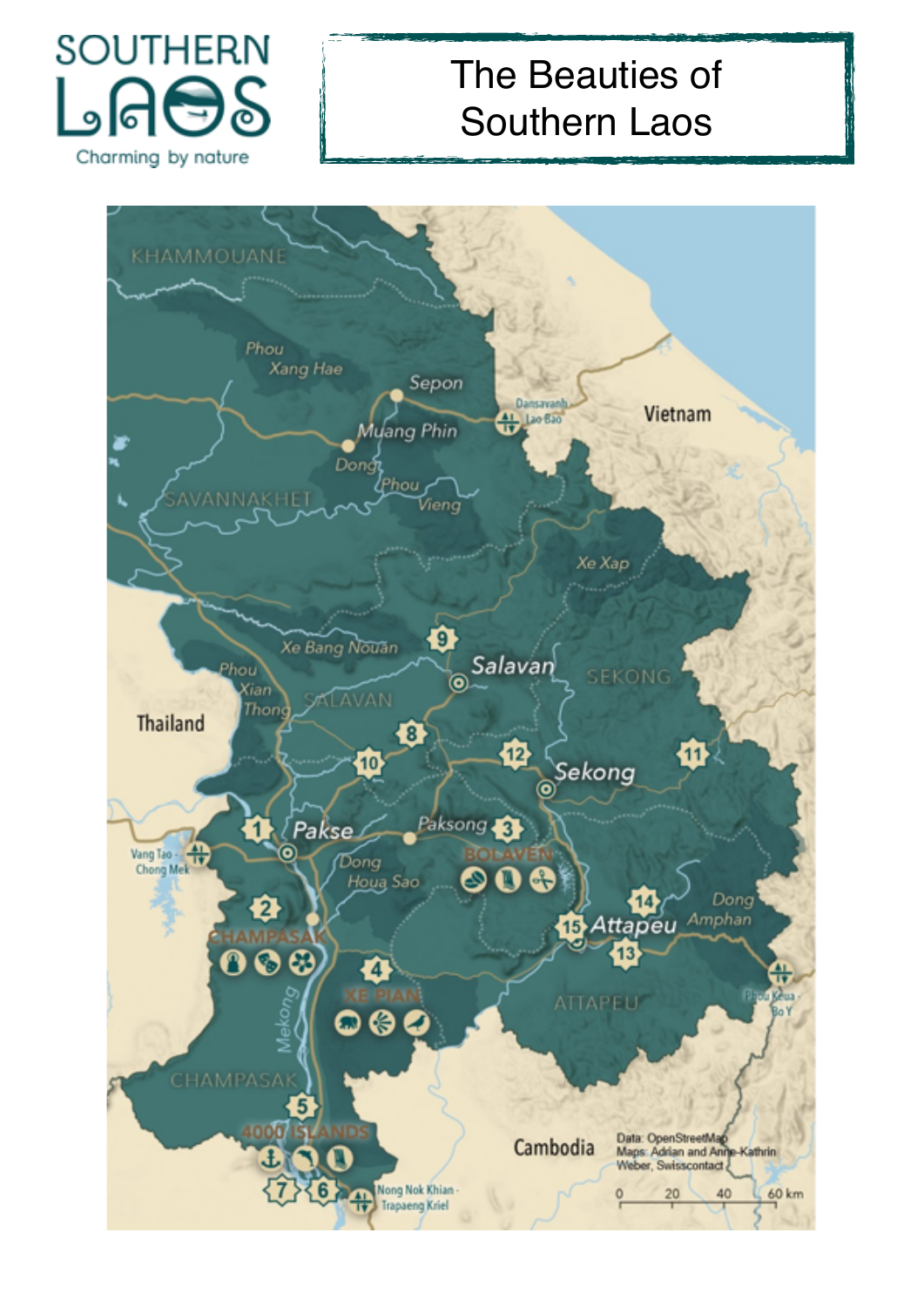SOUTHERN LAOS

Charming by nature

# The Beauties of Southern Laos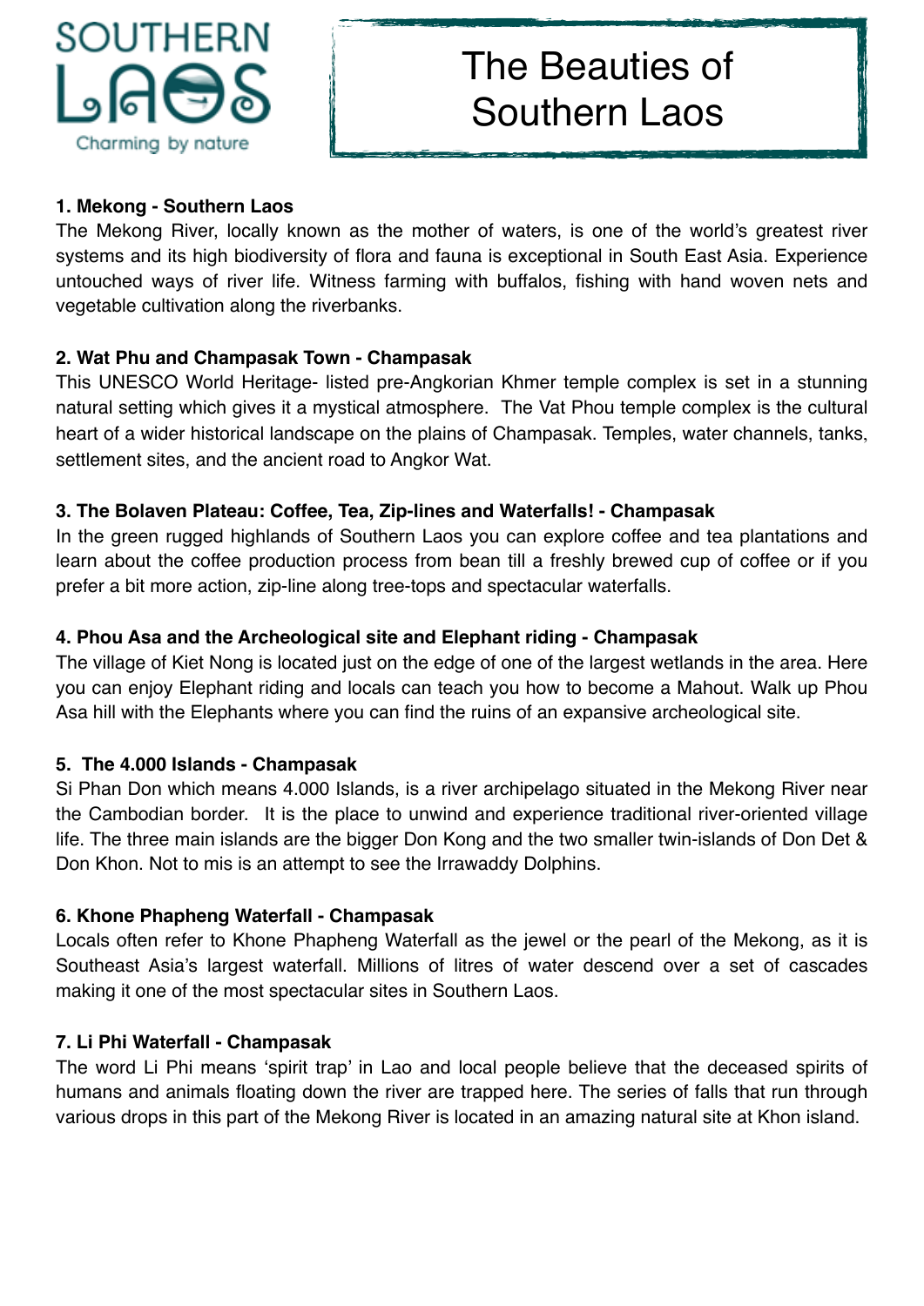SOUTHERN LAOS

Charming by nature

# The Beauties of Southern Laos

**1. Mekong - Southern Laos**

The Mekong River, locally known as the mother of waters, is one of the world's greatest river systems and its high biodiversity of flora and fauna is exceptional in South East Asia. Experience untouched ways of river life. Witness farming with buffalos, fishing with hand woven nets and vegetable cultivation along the riverbanks.

**2. Wat Phu and Champasak Town - Champasak**

This UNESCO World Heritage- listed pre-Angkorian Khmer temple complex is set in a stunning natural setting which gives it a mystical atmosphere. The Vat Phou temple complex is the cultural heart of a wider historical landscape on the plains of Champasak. Temples, water channels, tanks, settlement sites, and the ancient road to Angkor Wat.

**3. The Bolaven Plateau: Coffee, Tea, Zip-lines and Waterfalls! - Champasak**

In the green rugged highlands of Southern Laos you can explore coffee and tea plantations and learn about the coffee production process from bean till a freshly brewed cup of coffee or if you prefer a bit more action, zip-line along tree-tops and spectacular waterfalls.

**4. Phou Asa and the Archeological site and Elephant riding - Champasak**

The village of Kiet Nong is located just on the edge of one of the largest wetlands in the area. Here you can enjoy Elephant riding and locals can teach you how to become a Mahout. Walk up Phou Asa hill with the Elephants where you can find the ruins of an expansive archeological site.

**5. The 4.000 Islands - Champasak**

Si Phan Don which means 4.000 Islands, is a river archipelago situated in the Mekong River near the Cambodian border. It is the place to unwind and experience traditional river-oriented village life. The three main islands are the bigger Don Kong and the two smaller twin-islands of Don Det & Don Khon. Not to mis is an attempt to see the Irrawaddy Dolphins.

**6. Khone Phapheng Waterfall - Champasak**

Locals often refer to Khone Phapheng Waterfall as the jewel or the pearl of the Mekong, as it is Southeast Asia's largest waterfall. Millions of litres of water descend over a set of cascades making it one of the most spectacular sites in Southern Laos.

**7. Li Phi Waterfall - Champasak**

The word Li Phi means 'spirit trap' in Lao and local people believe that the deceased spirits of humans and animals floating down the river are trapped here. The series of falls that run through various drops in this part of the Mekong River is located in an amazing natural site at Khon island.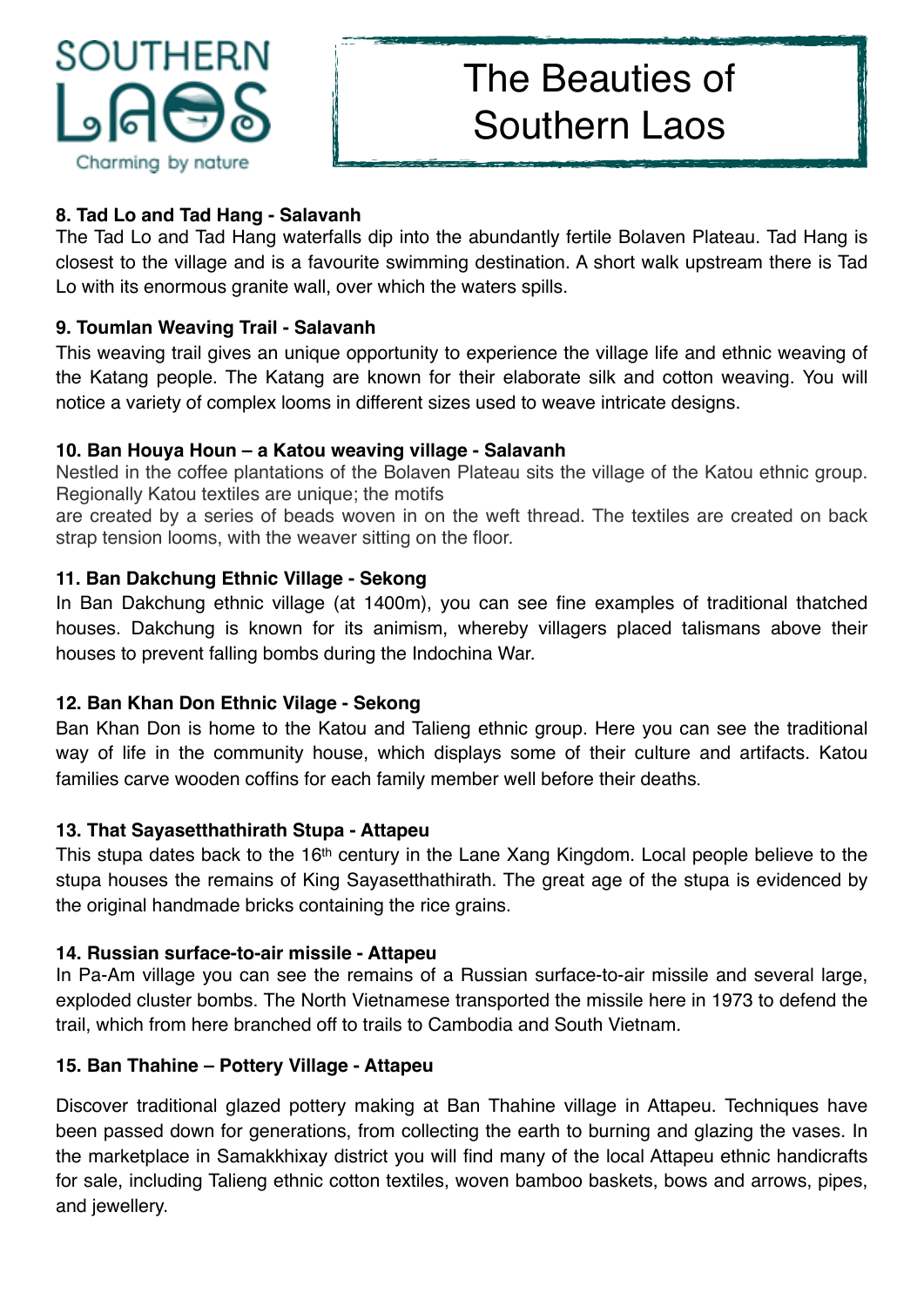# The Beauties of Southern Laos

**8. Tad Lo and Tad Hang - Salavanh**

The Tad Lo and Tad Hang waterfalls dip into the abundantly fertile Bolaven Plateau. Tad Hang is closest to the village and is a favourite swimming destination. A short walk upstream there is Tad Lo with its enormous granite wall, over which the waters spills.

**9. Toumlan Weaving Trail - Salavanh**

This weaving trail gives an unique opportunity to experience the village life and ethnic weaving of the Katang people. The Katang are known for their elaborate silk and cotton weaving. You will notice a variety of complex looms in different sizes used to weave intricate designs.

**10. Ban Houya Houn – a Katou weaving village - Salavanh**

Nestled in the coffee plantations of the Bolaven Plateau sits the village of the Katou ethnic group. Regionally Katou textiles are unique; the motifs are created by a series of beads woven in on the weft thread. The textiles are created on back strap tension looms, with the weaver sitting on the floor.

**11. Ban Dakchung Ethnic Village - Sekong**

In Ban Dakchung ethnic village (at 1400m), you can see fine examples of traditional thatched houses. Dakchung is known for its animism, whereby villagers placed talismans above their houses to prevent falling bombs during the Indochina War.

**12. Ban Khan Don Ethnic Vilage - Sekong**

Ban Khan Don is home to the Katou and Talieng ethnic group. Here you can see the traditional way of life in the community house, which displays some of their culture and artifacts. Katou families carve wooden coffins for each family member well before their deaths.

**13. That Sayasetthathirath Stupa - Attapeu**

This stupa dates back to the 16th century in the Lane Xang Kingdom. Local people believe to the stupa houses the remains of King Sayasetthathirath. The great age of the stupa is evidenced by the original handmade bricks containing the rice grains.

**14. Russian surface-to-air missile - Attapeu**

In Pa-Am village you can see the remains of a Russian surface-to-air missile and several large, exploded cluster bombs. The North Vietnamese transported the missile here in 1973 to defend the trail, which from here branched off to trails to Cambodia and South Vietnam.

**15. Ban Thahine – Pottery Village - Attapeu**

Discover traditional glazed pottery making at Ban Thahine village in Attapeu. Techniques have been passed down for generations, from collecting the earth to burning and glazing the vases. In the marketplace in Samakkhixay district you will find many of the local Attapeu ethnic handicrafts for sale, including Talieng ethnic cotton textiles, woven bamboo baskets, bows and arrows, pipes, and jewellery.